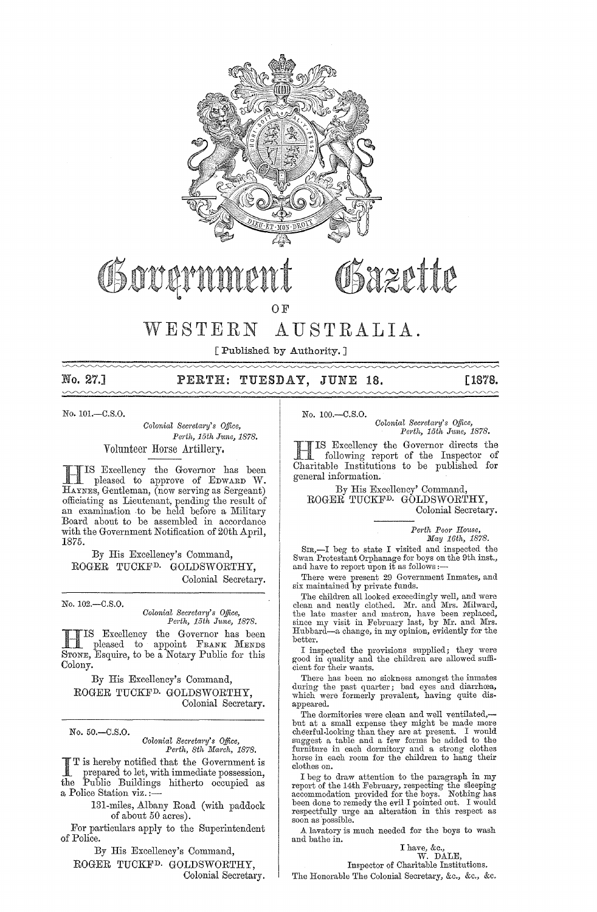# Government Gazette

OF

# WESTERN AUSTRALIA.

[ Published by Authority. ]

**No. 27.]** **PERTH: TUESDAY, JUNE 18.** **[1878.**

---

No. 101.—C.S.O.

*Colonial Secretary's Office,*
*Perth, 15th June, 1878.*

## Volunteer Horse Artillery.

HIS Excellency the Governor has been pleased to approve of EDWARD W. HAYNES, Gentleman, (now serving as Sergeant) officiating as Lieutenant, pending the result of an examination to be held before a Military Board about to be assembled in accordance with the Government Notification of 20th April, 1875.

By His Excellency's Command,
ROGER TUCKFD. GOLDSWORTHY,
Colonial Secretary.

---

No. 102.—C.S.O.

*Colonial Secretary's Office,*
*Perth, 15th June, 1878.*

HIS Excellency the Governor has been pleased to appoint FRANK MENDS STONE, Esquire, to be a Notary Public for this Colony.

By His Excellency's Command,
ROGER TUCKFD. GOLDSWORTHY,
Colonial Secretary.

---

No. 50.—C.S.O.

*Colonial Secretary's Office,*
*Perth, 8th March, 1878.*

IT is hereby notified that the Government is prepared to let, with immediate possession, the Public Buildings hitherto occupied as a Police Station viz.:—

131-miles, Albany Road (with paddock of about 50 acres).

For particulars apply to the Superintendent of Police.

By His Excellency's Command,
ROGER TUCKFD. GOLDSWORTHY,
Colonial Secretary.

---

No. 100.—C.S.O.

*Colonial Secretary's Office,*
*Perth, 15th June, 1878.*

HIS Excellency the Governor directs the following report of the Inspector of Charitable Institutions to be published for general information.

By His Excellency' Command,
ROGER TUCKFD. GOLDSWORTHY,
Colonial Secretary.

*Perth Poor House,*
*May 16th, 1878.*

SIR,—I beg to state I visited and inspected the Swan Protestant Orphanage for boys on the 9th inst., and have to report upon it as follows:—

There were present 29 Government Inmates, and six maintained by private funds.

The children all looked exceedingly well, and were clean and neatly clothed. Mr. and Mrs. Milward, the late master and matron, have been replaced, since my visit in February last, by Mr. and Mrs. Hubbard—a change, in my opinion, evidently for the better.

I inspected the provisions supplied; they were good in quality and the children are allowed sufficient for their wants.

There has been no sickness amongst the inmates during the past quarter; bad eyes and diarrhœa, which were formerly prevalent, having quite disappeared.

The dormitories were clean and well ventilated,—but at a small expense they might be made more cheerful-looking than they are at present. I would suggest a table and a few forms be added to the furniture in each dormitory and a strong clothes horse in each room for the children to hang their clothes on.

I beg to draw attention to the paragraph in my report of the 14th February, respecting the sleeping accommodation provided for the boys. Nothing has been done to remedy the evil I pointed out. I would respectfully urge an alteration in this respect as soon as possible.

A lavatory is much needed for the boys to wash and bathe in.

I have, &c.,
W. DALE,
Inspector of Charitable Institutions.

The Honorable The Colonial Secretary, &c., &c., &c.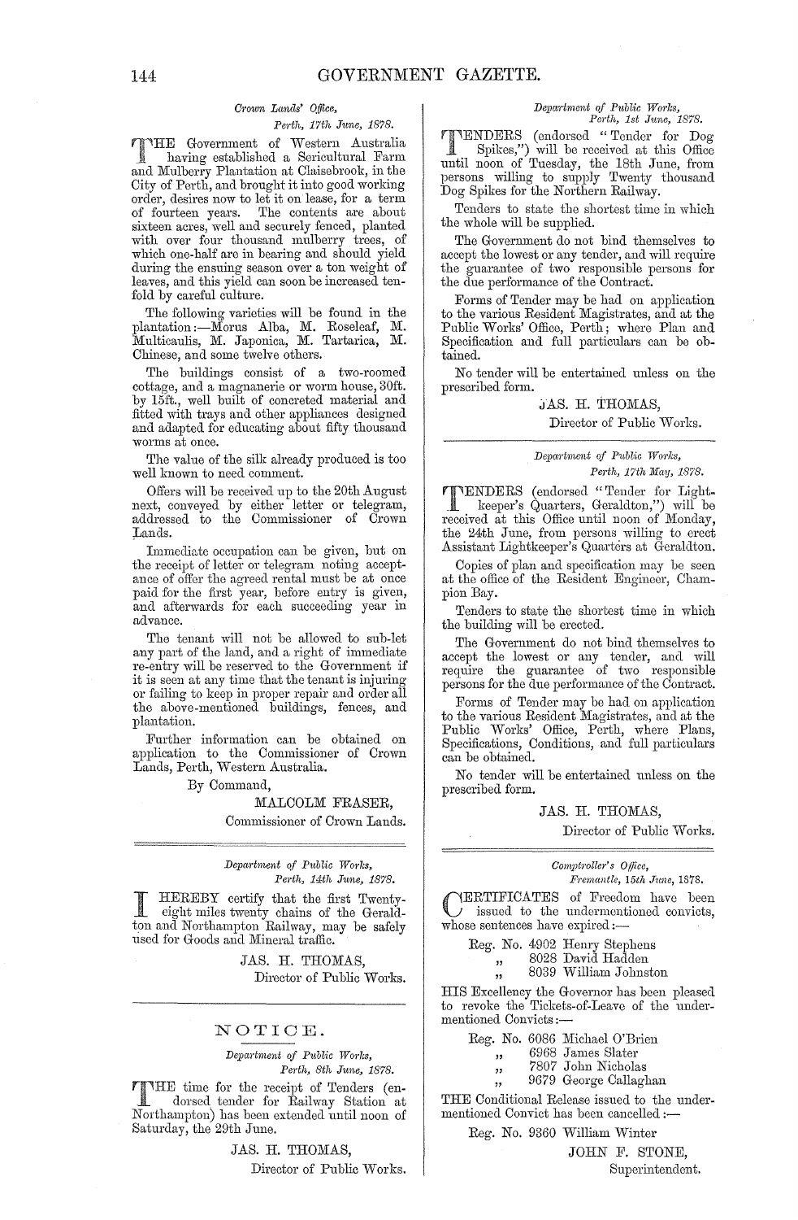*Crown Lands' Office,*
*Perth, 17th June, 1878.*

THE Government of Western Australia having established a Sericultural Farm and Mulberry Plantation at Claisebrook, in the City of Perth, and brought it into good working order, desires now to let it on lease, for a term of fourteen years. The contents are about sixteen acres, well and securely fenced, planted with over four thousand mulberry trees, of which one-half are in bearing and should yield during the ensuing season over a ton weight of leaves, and this yield can soon be increased ten-fold by careful culture.

The following varieties will be found in the plantation:—Morus Alba, M. Roseleaf, M. Multicaulis, M. Japonica, M. Tartarica, M. Chinese, and some twelve others.

The buildings consist of a two-roomed cottage, and a magnanerie or worm house, 30ft. by 15ft., well built of concreted material and fitted with trays and other appliances designed and adapted for educating about fifty thousand worms at once.

The value of the silk already produced is too well known to need comment.

Offers will be received up to the 20th August next, conveyed by either letter or telegram, addressed to the Commissioner of Crown Lands.

Immediate occupation can be given, but on the receipt of letter or telegram noting acceptance of offer the agreed rental must be at once paid for the first year, before entry is given, and afterwards for each succeeding year in advance.

The tenant will not be allowed to sub-let any part of the land, and a right of immediate re-entry will be reserved to the Government if it is seen at any time that the tenant is injuring or failing to keep in proper repair and order all the above-mentioned buildings, fences, and plantation.

Further information can be obtained on application to the Commissioner of Crown Lands, Perth, Western Australia.

By Command,

MALCOLM FRASER,
Commissioner of Crown Lands.

---

*Department of Public Works,*
*Perth, 14th June, 1878.*

I HEREBY certify that the first Twenty-eight miles twenty chains of the Geraldton and Northampton Railway, may be safely used for Goods and Mineral traffic.

JAS. H. THOMAS,
Director of Public Works.

---

## NOTICE.

*Department of Public Works,*
*Perth, 8th June, 1878.*

THE time for the receipt of Tenders (endorsed tender for Railway Station at Northampton) has been extended until noon of Saturday, the 29th June.

JAS. H. THOMAS,
Director of Public Works.

---

*Department of Public Works,*
*Perth, 1st June, 1878.*

TENDERS (endorsed "Tender for Dog Spikes,") will be received at this Office until noon of Tuesday, the 18th June, from persons willing to supply Twenty thousand Dog Spikes for the Northern Railway.

Tenders to state the shortest time in which the whole will be supplied.

The Government do not bind themselves to accept the lowest or any tender, and will require the guarantee of two responsible persons for the due performance of the Contract.

Forms of Tender may be had on application to the various Resident Magistrates, and at the Public Works' Office, Perth; where Plan and Specification and full particulars can be obtained.

No tender will be entertained unless on the prescribed form.

JAS. H. THOMAS,
Director of Public Works.

---

*Department of Public Works,*
*Perth, 17th May, 1878.*

TENDERS (endorsed "Tender for Lightkeeper's Quarters, Geraldton,") will be received at this Office until noon of Monday, the 24th June, from persons willing to erect Assistant Lightkeeper's Quarters at Geraldton.

Copies of plan and specification may be seen at the office of the Resident Engineer, Champion Bay.

Tenders to state the shortest time in which the building will be erected.

The Government do not bind themselves to accept the lowest or any tender, and will require the guarantee of two responsible persons for the due performance of the Contract.

Forms of Tender may be had on application to the various Resident Magistrates, and at the Public Works' Office, Perth, where Plans, Specifications, Conditions, and full particulars can be obtained.

No tender will be entertained unless on the prescribed form.

JAS. H. THOMAS,
Director of Public Works.

---

*Comptroller's Office,*
*Fremantle, 15th June, 1878.*

CERTIFICATES of Freedom have been issued to the undermentioned convicts, whose sentences have expired:—

Reg. No. 4902 Henry Stephens
" 8028 David Hadden
" 8039 William Johnston

HIS Excellency the Governor has been pleased to revoke the Tickets-of-Leave of the undermentioned Convicts:—

Reg. No. 6086 Michael O'Brien
" 6968 James Slater
" 7807 John Nicholas
" 9679 George Callaghan

THE Conditional Release issued to the undermentioned Convict has been cancelled:—

Reg. No. 9360 William Winter

JOHN F. STONE,
Superintendent.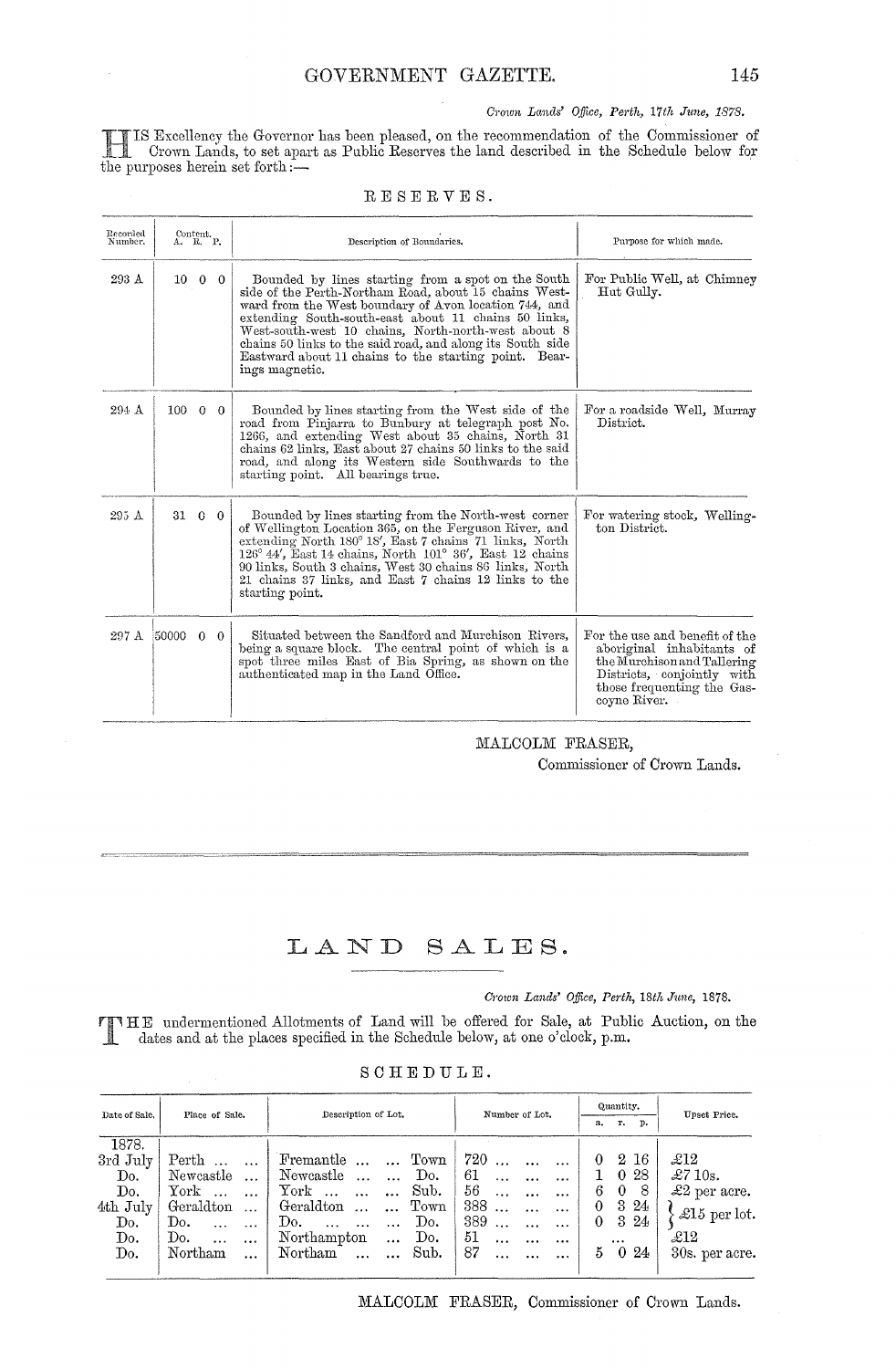*Crown Lands' Office, Perth, 17th June, 1878.*

HIS Excellency the Governor has been pleased, on the recommendation of the Commissioner of Crown Lands, to set apart as Public Reserves the land described in the Schedule below for the purposes herein set forth:—

## RESERVES.

| Recorded Number. | Content. A. R. P. | Description of Boundaries. | Purpose for which made. |
|---|---|---|---|
| 293 A | 10 0 0 | Bounded by lines starting from a spot on the South side of the Perth-Northam Road, about 15 chains Westward from the West boundary of Avon location 744, and extending South-south-east about 11 chains 50 links, West-south-west 10 chains, North-north-west about 8 chains 50 links to the said road, and along its South side Eastward about 11 chains to the starting point. Bearings magnetic. | For Public Well, at Chimney Hut Gully. |
| 294 A | 100 0 0 | Bounded by lines starting from the West side of the road from Pinjarra to Bunbury at telegraph post No. 1266, and extending West about 35 chains, North 31 chains 62 links, East about 27 chains 50 links to the said road, and along its Western side Southwards to the starting point. All bearings true. | For a roadside Well, Murray District. |
| 295 A | 31 0 0 | Bounded by lines starting from the North-west corner of Wellington Location 365, on the Ferguson River, and extending North 180° 18', East 7 chains 71 links, North 126° 44', East 14 chains, North 101° 36', East 12 chains 90 links, South 3 chains, West 30 chains 86 links, North 21 chains 37 links, and East 7 chains 12 links to the starting point. | For watering stock, Wellington District. |
| 297 A | 50000 0 0 | Situated between the Sandford and Murchison Rivers, being a square block. The central point of which is a spot three miles East of Bia Spring, as shown on the authenticated map in the Land Office. | For the use and benefit of the aboriginal inhabitants of the Murchison and Tallering Districts, conjointly with those frequenting the Gascoyne River. |

MALCOLM FRASER,
Commissioner of Crown Lands.

# LAND SALES.

*Crown Lands' Office, Perth, 18th June, 1878.*

THE undermentioned Allotments of Land will be offered for Sale, at Public Auction, on the dates and at the places specified in the Schedule below, at one o'clock, p.m.

## SCHEDULE.

| Date of Sale. | Place of Sale. | Description of Lot. | | Number of Lot. | Quantity. a. r. p. | Upset Price. |
|---|---|---|---|---|---|---|
| 1878. | | | | | | |
| 3rd July | Perth | Fremantle | Town | 720 | 0 2 16 | £12 |
| Do. | Newcastle | Newcastle | Do. | 61 | 1 0 28 | £7 10s. |
| Do. | York | York | Sub. | 56 | 6 0 8 | £2 per acre. |
| 4th July | Geraldton | Geraldton | Town | 388 | 0 3 24 | £15 per lot. |
| Do. | Do. | Do. | Do. | 389 | 0 3 24 | £15 per lot. |
| Do. | Do. | Northampton | Do. | 51 | ... | £12 |
| Do. | Northam | Northam | Sub. | 87 | 5 0 24 | 30s. per acre. |

MALCOLM FRASER, Commissioner of Crown Lands.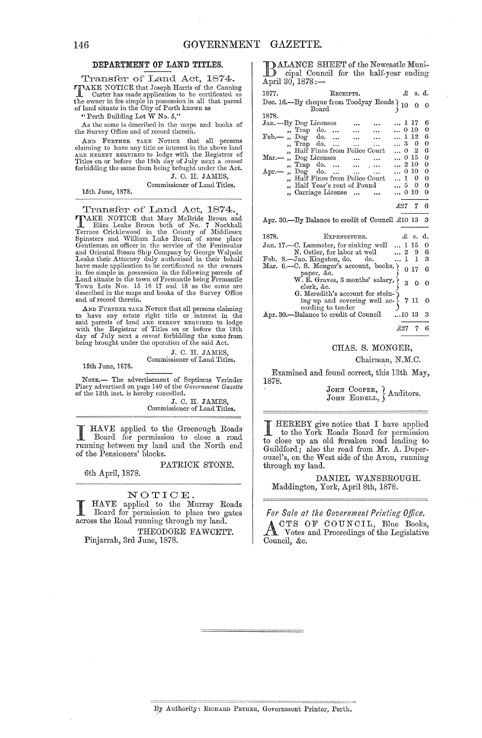## DEPARTMENT OF LAND TITLES.

### Transfer of Land Act, 1874.

TAKE NOTICE that Joseph Harris of the Canning Carter has made application to be certificated as the owner in fee simple in possession in all that parcel of land situate in the City of Perth known as

"Perth Building Lot W No. 5,"

As the same is described in the maps and books of the Survey Office and of record therein.

AND FURTHER TAKE NOTICE that all persons claiming to have any title or interest in the above land ARE HEREBY REQUIRED to lodge with the Registrar of Titles on or before the 18th day of July next a *caveat* forbidding the same from being brought under the Act.

J. C. H. JAMES,
Commissioner of Land Titles.

15th June, 1878.

---

### Transfer of Land Act, 1874.

TAKE NOTICE that Mary McBride Broun and Eliza Leake Broun both of No. 7 Nockhall Terrace Cricklewood in the County of Middlesex Spinsters and William Luke Broun of same place Gentleman an officer in the service of the Peninsular and Oriental Steam Ship Company by George Walpole Leake their Attorney duly authorised in their behalf have made application to be certificated as the owners in fee simple in possession in the following parcels of Land situate in the town of Fremantle being Fremantle Town Lots Nos. 15 16 17 and 18 as the same are described in the maps and books of the Survey Office and of record therein.

AND FURTHER TAKE NOTICE that all persons claiming to have any estate right title or interest in the said parcels of land ARE HEREBY REQUIRED to lodge with the Registrar of Titles on or before the 18th day of July next a *caveat* forbidding the same from being brought under the operation of the said Act.

J. C. H. JAMES,
Commissioner of Land Titles.

15th June, 1878.

NOTE.— The advertisement of Septimus Verinder Pizey advertised on page 140 of the *Government Gazette* of the 13th inst. is hereby cancelled.

J. C. H. JAMES,
Commissioner of Land Titles.

---

I HAVE applied to the Greenough Roads Board for permission to close a road running between my land and the North end of the Pensioners' blocks.

PATRICK STONE.

6th April, 1878.

---

## NOTICE.

I HAVE applied to the Murray Roads Board for permission to place two gates across the Road running through my land.

THEODORE FAWCETT.

Pinjarrah, 3rd June, 1878.

---

BALANCE SHEET of the Newcastle Municipal Council for the half-year ending April 30, 1878:—

| | RECEIPTS. | £ | s. | d. |
|---|---|---|---|---|
| 1877. | | | | |
| Dec. 16.— | By cheque from Toodyay Roads Board | 10 | 0 | 0 |
| 1878. | | | | |
| Jan.— | By Dog Licenses | 1 | 17 | 6 |
| ,, | Trap do. | 0 | 10 | 0 |
| Feb.— ,, | Dog do. | 1 | 12 | 6 |
| ,, | Trap do. | 3 | 0 | 0 |
| ,, | Half Fines from Police Court | 0 | 2 | 6 |
| Mar.— ,, | Dog Licenses | 0 | 15 | 0 |
| ,, | Trap do. | 2 | 10 | 0 |
| Apr.— ,, | Dog do. | 0 | 10 | 0 |
| ,, | Half Fines from Police Court | 1 | 0 | 0 |
| ,, | Half Year's rent of Pound | 5 | 0 | 0 |
| ,, | Carriage License | 0 | 10 | 0 |
| | | £27 | 7 | 6 |

Apr. 30.—By Balance to credit of Council £10 13 3

| | EXPENDITURE. | £ | s. | d. |
|---|---|---|---|---|
| 1878. | | | | |
| Jan. 17.— | C. Lancaster, for sinking well | 1 | 15 | 0 |
| | N. Ostler, for labor at well | 2 | 9 | 6 |
| Feb. 8.— | Jno. Kingston, do. do. | 1 | 1 | 3 |
| Mar. 6.— | C. S. Monger's account, books, paper, &c. | 0 | 17 | 6 |
| | W. R. Graves, 3 months' salary, clerk, &c. | 3 | 0 | 0 |
| | G. Meredith's account for steining up and covering well according to tender | 7 | 11 | 0 |
| Apr. 30.— | Balance to credit of Council | 10 | 13 | 3 |
| | | £27 | 7 | 6 |

CHAS. S. MONGER,
Chairman, N.M.C.

Examined and found correct, this 13th May, 1878.

JOHN COOPER,
JOHN EGDELL, Auditors.

---

I HEREBY give notice that I have applied to the York Roads Board for permission to close up an old forsaken road leading to Guildford; also the road from Mr. A. Duperouzel's, on the West side of the Avon, running through my land.

DANIEL WANSBROUGH.

Maddington, York, April 8th, 1878.

---

*For Sale at the Government Printing Office.*

ACTS OF COUNCIL, Blue Books, Votes and Proceedings of the Legislative Council, &c.

---

By Authority: RICHARD PETHER, Government Printer, Perth.